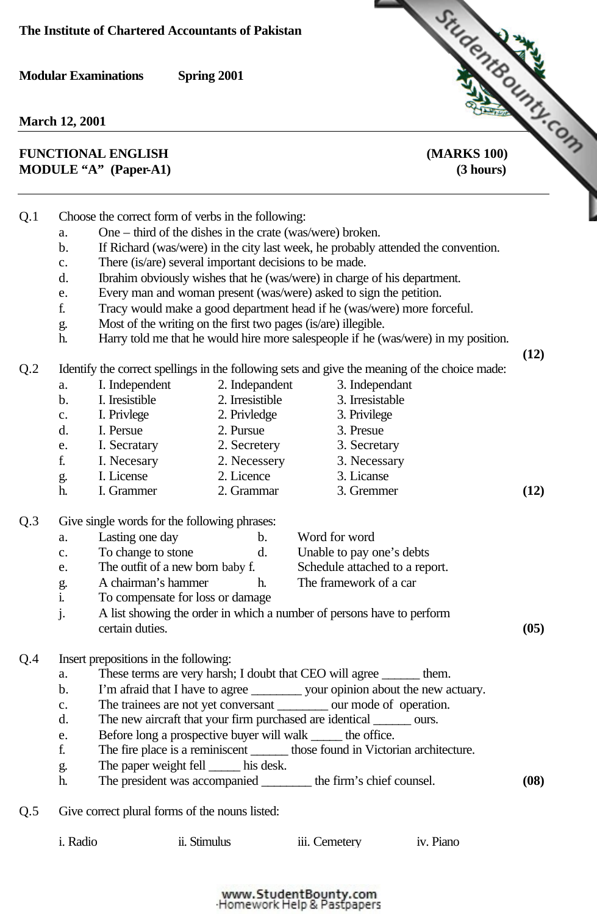**The Institute of Chartered Accountants of Pakistan**

**Modular Examinations Spring 2001**

**March 12, 2001**

**FUNCTIONAL ENGLISH (MARKS 100)**
**MODULE "A" (Paper-A1) (3 hours)**

---

Q.1 Choose the correct form of verbs in the following:

a. One – third of the dishes in the crate (was/were) broken.
b. If Richard (was/were) in the city last week, he probably attended the convention.
c. There (is/are) several important decisions to be made.
d. Ibrahim obviously wishes that he (was/were) in charge of his department.
e. Every man and woman present (was/were) asked to sign the petition.
f. Tracy would make a good department head if he (was/were) more forceful.
g. Most of the writing on the first two pages (is/are) illegible.
h. Harry told me that he would hire more salespeople if he (was/were) in my position.

**(12)**

Q.2 Identify the correct spellings in the following sets and give the meaning of the choice made:

| | | | |
|---|---|---|---|
| a. | I. Independent | 2. Independant | 3. Independant |
| b. | I. Iresistible | 2. Irresistible | 3. Irresistable |
| c. | I. Privlege | 2. Privledge | 3. Privilege |
| d. | I. Persue | 2. Pursue | 3. Presue |
| e. | I. Secratary | 2. Secretery | 3. Secretary |
| f. | I. Necesary | 2. Necessery | 3. Necessary |
| g. | I. License | 2. Licence | 3. Licanse |
| h. | I. Grammer | 2. Grammar | 3. Gremmer |

**(12)**

Q.3 Give single words for the following phrases:

| | | | |
|---|---|---|---|
| a. | Lasting one day | b. | Word for word |
| c. | To change to stone | d. | Unable to pay one's debts |
| e. | The outfit of a new born baby | f. | Schedule attached to a report. |
| g. | A chairman's hammer | h. | The framework of a car |

i. To compensate for loss or damage
j. A list showing the order in which a number of persons have to perform certain duties.

**(05)**

Q.4 Insert prepositions in the following:

a. These terms are very harsh; I doubt that CEO will agree ______ them.
b. I'm afraid that I have to agree ________ your opinion about the new actuary.
c. The trainees are not yet conversant ________ our mode of operation.
d. The new aircraft that your firm purchased are identical ______ ours.
e. Before long a prospective buyer will walk _____ the office.
f. The fire place is a reminiscent ______ those found in Victorian architecture.
g. The paper weight fell _____ his desk.
h. The president was accompanied ________ the firm's chief counsel.

**(08)**

Q.5 Give correct plural forms of the nouns listed:

i. Radio ii. Stimulus iii. Cemetery iv. Piano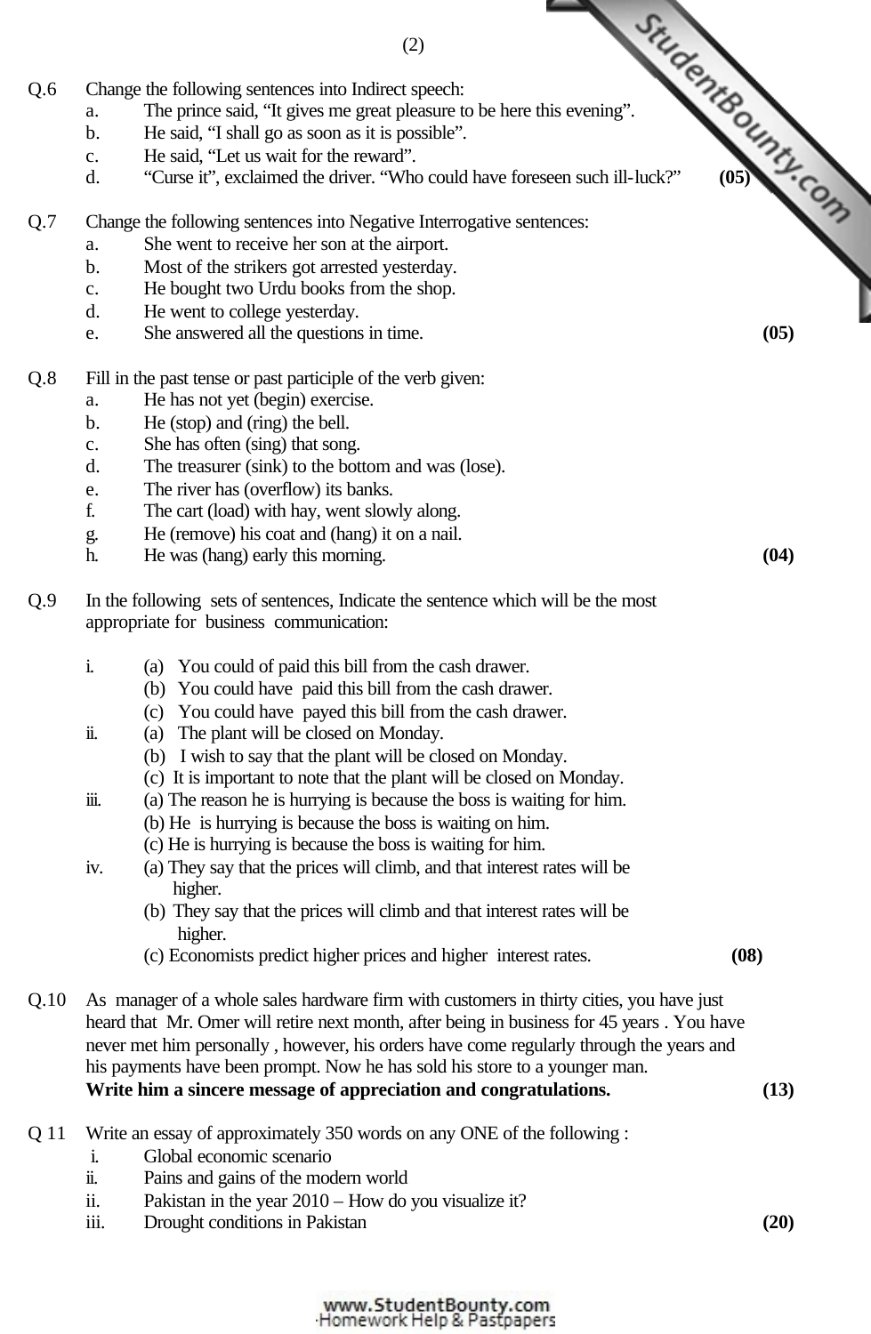Q.6 Change the following sentences into Indirect speech:

a. The prince said, "It gives me great pleasure to be here this evening".
b. He said, "I shall go as soon as it is possible".
c. He said, "Let us wait for the reward".
d. "Curse it", exclaimed the driver. "Who could have foreseen such ill-luck?" **(05)**

Q.7 Change the following sentences into Negative Interrogative sentences:

a. She went to receive her son at the airport.
b. Most of the strikers got arrested yesterday.
c. He bought two Urdu books from the shop.
d. He went to college yesterday.
e. She answered all the questions in time. **(05)**

Q.8 Fill in the past tense or past participle of the verb given:

a. He has not yet (begin) exercise.
b. He (stop) and (ring) the bell.
c. She has often (sing) that song.
d. The treasurer (sink) to the bottom and was (lose).
e. The river has (overflow) its banks.
f. The cart (load) with hay, went slowly along.
g. He (remove) his coat and (hang) it on a nail.
h. He was (hang) early this morning. **(04)**

Q.9 In the following sets of sentences, Indicate the sentence which will be the most appropriate for business communication:

i. (a) You could of paid this bill from the cash drawer.
   (b) You could have paid this bill from the cash drawer.
   (c) You could have payed this bill from the cash drawer.

ii. (a) The plant will be closed on Monday.
   (b) I wish to say that the plant will be closed on Monday.
   (c) It is important to note that the plant will be closed on Monday.

iii. (a) The reason he is hurrying is because the boss is waiting for him.
   (b) He is hurrying is because the boss is waiting on him.
   (c) He is hurrying is because the boss is waiting for him.

iv. (a) They say that the prices will climb, and that interest rates will be higher.
   (b) They say that the prices will climb and that interest rates will be higher.
   (c) Economists predict higher prices and higher interest rates. **(08)**

Q.10 As manager of a whole sales hardware firm with customers in thirty cities, you have just heard that Mr. Omer will retire next month, after being in business for 45 years . You have never met him personally , however, his orders have come regularly through the years and his payments have been prompt. Now he has sold his store to a younger man.
**Write him a sincere message of appreciation and congratulations.** **(13)**

Q 11 Write an essay of approximately 350 words on any ONE of the following :

i. Global economic scenario
ii. Pains and gains of the modern world
ii. Pakistan in the year 2010 – How do you visualize it?
iii. Drought conditions in Pakistan **(20)**